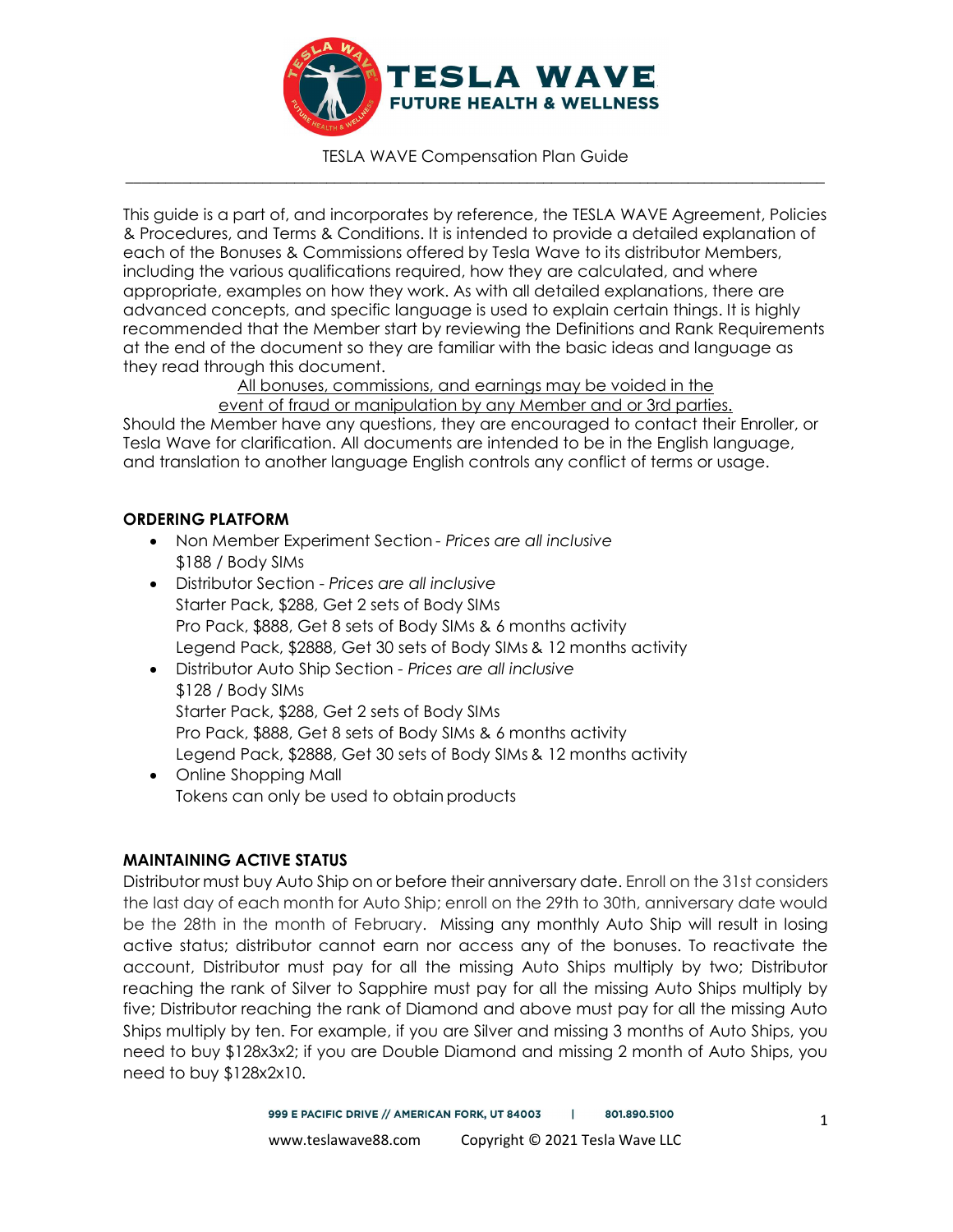# TESLA WAVE

**FUTURE HEALTH & WELLNESS**

TESLA WAVE Compensation Plan Guide

---

This guide is a part of, and incorporates by reference, the TESLA WAVE Agreement, Policies & Procedures, and Terms & Conditions. It is intended to provide a detailed explanation of each of the Bonuses & Commissions offered by Tesla Wave to its distributor Members, including the various qualifications required, how they are calculated, and where appropriate, examples on how they work. As with all detailed explanations, there are advanced concepts, and specific language is used to explain certain things. It is highly recommended that the Member start by reviewing the Definitions and Rank Requirements at the end of the document so they are familiar with the basic ideas and language as they read through this document.

<u>All bonuses, commissions, and earnings may be voided in the event of fraud or manipulation by any Member and or 3rd parties.</u>

Should the Member have any questions, they are encouraged to contact their Enroller, or Tesla Wave for clarification. All documents are intended to be in the English language, and translation to another language English controls any conflict of terms or usage.

## ORDERING PLATFORM

- Non Member Experiment Section - *Prices are all inclusive*
  $188 / Body SIMs
- Distributor Section - *Prices are all inclusive*
  Starter Pack, $288, Get 2 sets of Body SIMs
  Pro Pack, $888, Get 8 sets of Body SIMs & 6 months activity
  Legend Pack, $2888, Get 30 sets of Body SIMs & 12 months activity
- Distributor Auto Ship Section - *Prices are all inclusive*
  $128 / Body SIMs
  Starter Pack, $288, Get 2 sets of Body SIMs
  Pro Pack, $888, Get 8 sets of Body SIMs & 6 months activity
  Legend Pack, $2888, Get 30 sets of Body SIMs & 12 months activity
- Online Shopping Mall
  Tokens can only be used to obtain products

## MAINTAINING ACTIVE STATUS

Distributor must buy Auto Ship on or before their anniversary date. Enroll on the 31st considers the last day of each month for Auto Ship; enroll on the 29th to 30th, anniversary date would be the 28th in the month of February. Missing any monthly Auto Ship will result in losing active status; distributor cannot earn nor access any of the bonuses. To reactivate the account, Distributor must pay for all the missing Auto Ships multiply by two; Distributor reaching the rank of Silver to Sapphire must pay for all the missing Auto Ships multiply by five; Distributor reaching the rank of Diamond and above must pay for all the missing Auto Ships multiply by ten. For example, if you are Silver and missing 3 months of Auto Ships, you need to buy $128x3x2; if you are Double Diamond and missing 2 month of Auto Ships, you need to buy $128x2x10.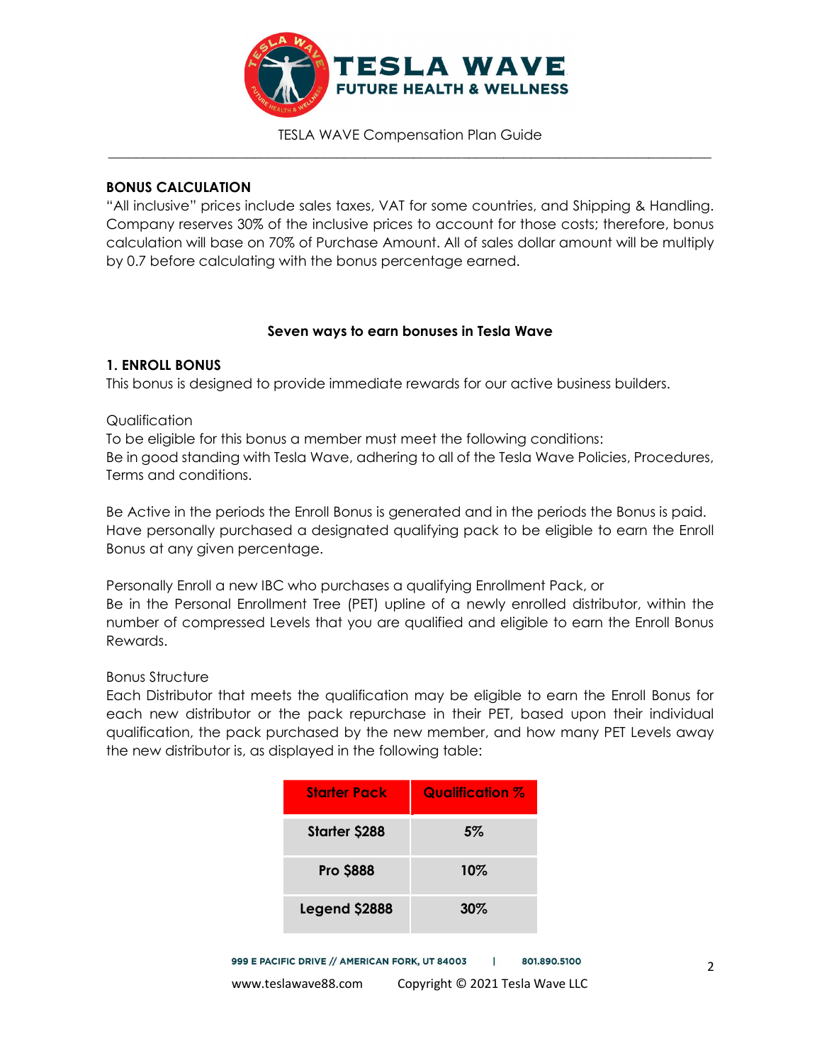## BONUS CALCULATION

"All inclusive" prices include sales taxes, VAT for some countries, and Shipping & Handling. Company reserves 30% of the inclusive prices to account for those costs; therefore, bonus calculation will base on 70% of Purchase Amount. All of sales dollar amount will be multiply by 0.7 before calculating with the bonus percentage earned.

**Seven ways to earn bonuses in Tesla Wave**

## 1. ENROLL BONUS

This bonus is designed to provide immediate rewards for our active business builders.

Qualification

To be eligible for this bonus a member must meet the following conditions:

Be in good standing with Tesla Wave, adhering to all of the Tesla Wave Policies, Procedures, Terms and conditions.

Be Active in the periods the Enroll Bonus is generated and in the periods the Bonus is paid. Have personally purchased a designated qualifying pack to be eligible to earn the Enroll Bonus at any given percentage.

Personally Enroll a new IBC who purchases a qualifying Enrollment Pack, or

Be in the Personal Enrollment Tree (PET) upline of a newly enrolled distributor, within the number of compressed Levels that you are qualified and eligible to earn the Enroll Bonus Rewards.

Bonus Structure

Each Distributor that meets the qualification may be eligible to earn the Enroll Bonus for each new distributor or the pack repurchase in their PET, based upon their individual qualification, the pack purchased by the new member, and how many PET Levels away the new distributor is, as displayed in the following table:

| Starter Pack | Qualification % |
|---|---|
| Starter $288 | 5% |
| Pro $888 | 10% |
| Legend $2888 | 30% |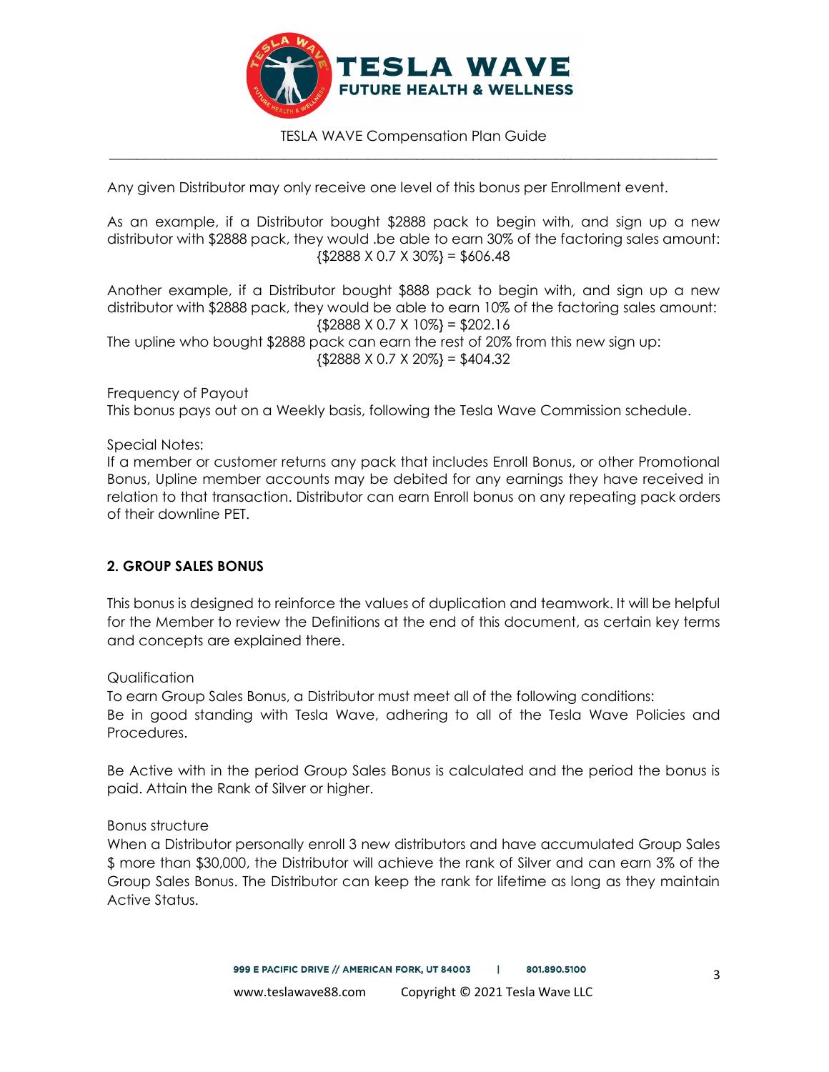Any given Distributor may only receive one level of this bonus per Enrollment event.

As an example, if a Distributor bought $2888 pack to begin with, and sign up a new distributor with $2888 pack, they would .be able to earn 30% of the factoring sales amount:

{$2888 X 0.7 X 30%} = $606.48

Another example, if a Distributor bought $888 pack to begin with, and sign up a new distributor with $2888 pack, they would be able to earn 10% of the factoring sales amount:

{$2888 X 0.7 X 10%} = $202.16

The upline who bought $2888 pack can earn the rest of 20% from this new sign up:

{$2888 X 0.7 X 20%} = $404.32

Frequency of Payout

This bonus pays out on a Weekly basis, following the Tesla Wave Commission schedule.

Special Notes:

If a member or customer returns any pack that includes Enroll Bonus, or other Promotional Bonus, Upline member accounts may be debited for any earnings they have received in relation to that transaction. Distributor can earn Enroll bonus on any repeating pack orders of their downline PET.

## 2. GROUP SALES BONUS

This bonus is designed to reinforce the values of duplication and teamwork. It will be helpful for the Member to review the Definitions at the end of this document, as certain key terms and concepts are explained there.

Qualification

To earn Group Sales Bonus, a Distributor must meet all of the following conditions:

Be in good standing with Tesla Wave, adhering to all of the Tesla Wave Policies and Procedures.

Be Active with in the period Group Sales Bonus is calculated and the period the bonus is paid. Attain the Rank of Silver or higher.

Bonus structure

When a Distributor personally enroll 3 new distributors and have accumulated Group Sales $ more than $30,000, the Distributor will achieve the rank of Silver and can earn 3% of the Group Sales Bonus. The Distributor can keep the rank for lifetime as long as they maintain Active Status.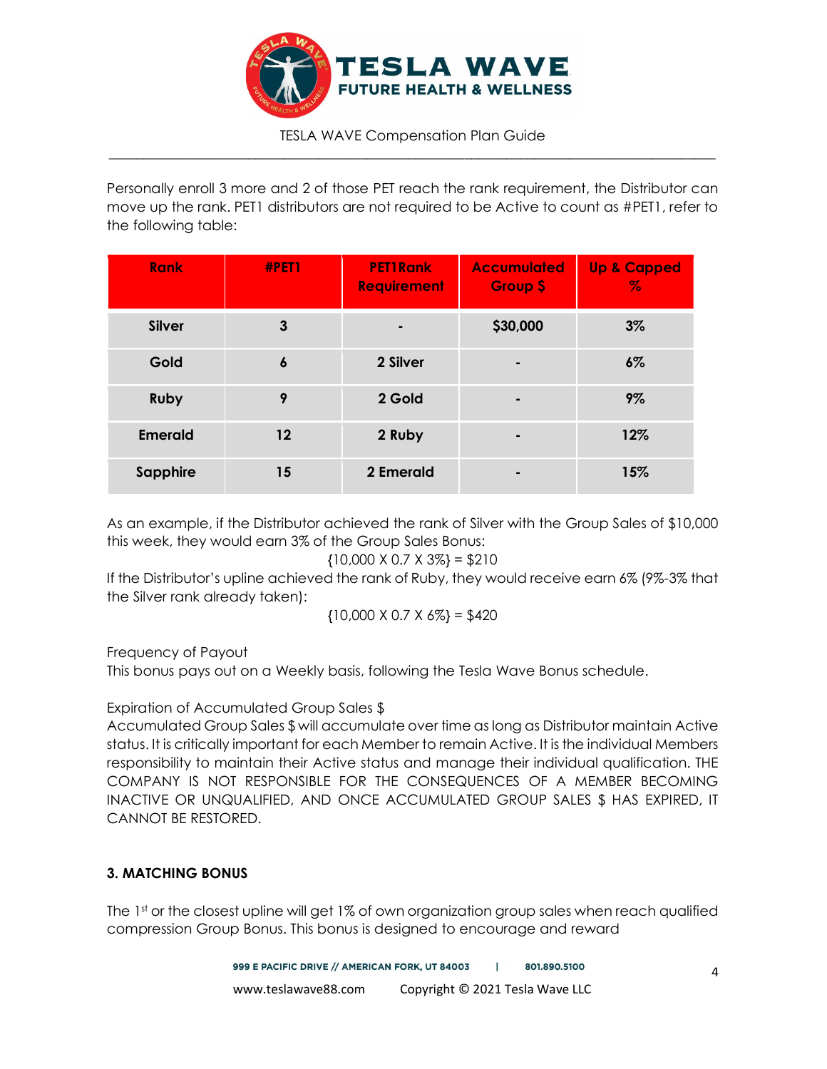Personally enroll 3 more and 2 of those PET reach the rank requirement, the Distributor can move up the rank. PET1 distributors are not required to be Active to count as #PET1, refer to the following table:

| Rank | #PET1 | PET1Rank Requirement | Accumulated Group $ | Up & Capped % |
|---|---|---|---|---|
| Silver | 3 | - | $30,000 | 3% |
| Gold | 6 | 2 Silver | - | 6% |
| Ruby | 9 | 2 Gold | - | 9% |
| Emerald | 12 | 2 Ruby | - | 12% |
| Sapphire | 15 | 2 Emerald | - | 15% |

As an example, if the Distributor achieved the rank of Silver with the Group Sales of $10,000 this week, they would earn 3% of the Group Sales Bonus:

{10,000 X 0.7 X 3%} = $210

If the Distributor's upline achieved the rank of Ruby, they would receive earn 6% (9%-3% that the Silver rank already taken):

{10,000 X 0.7 X 6%} = $420

Frequency of Payout

This bonus pays out on a Weekly basis, following the Tesla Wave Bonus schedule.

Expiration of Accumulated Group Sales $

Accumulated Group Sales $ will accumulate over time as long as Distributor maintain Active status. It is critically important for each Member to remain Active. It is the individual Members responsibility to maintain their Active status and manage their individual qualification. THE COMPANY IS NOT RESPONSIBLE FOR THE CONSEQUENCES OF A MEMBER BECOMING INACTIVE OR UNQUALIFIED, AND ONCE ACCUMULATED GROUP SALES $ HAS EXPIRED, IT CANNOT BE RESTORED.

### 3. MATCHING BONUS

The 1st or the closest upline will get 1% of own organization group sales when reach qualified compression Group Bonus. This bonus is designed to encourage and reward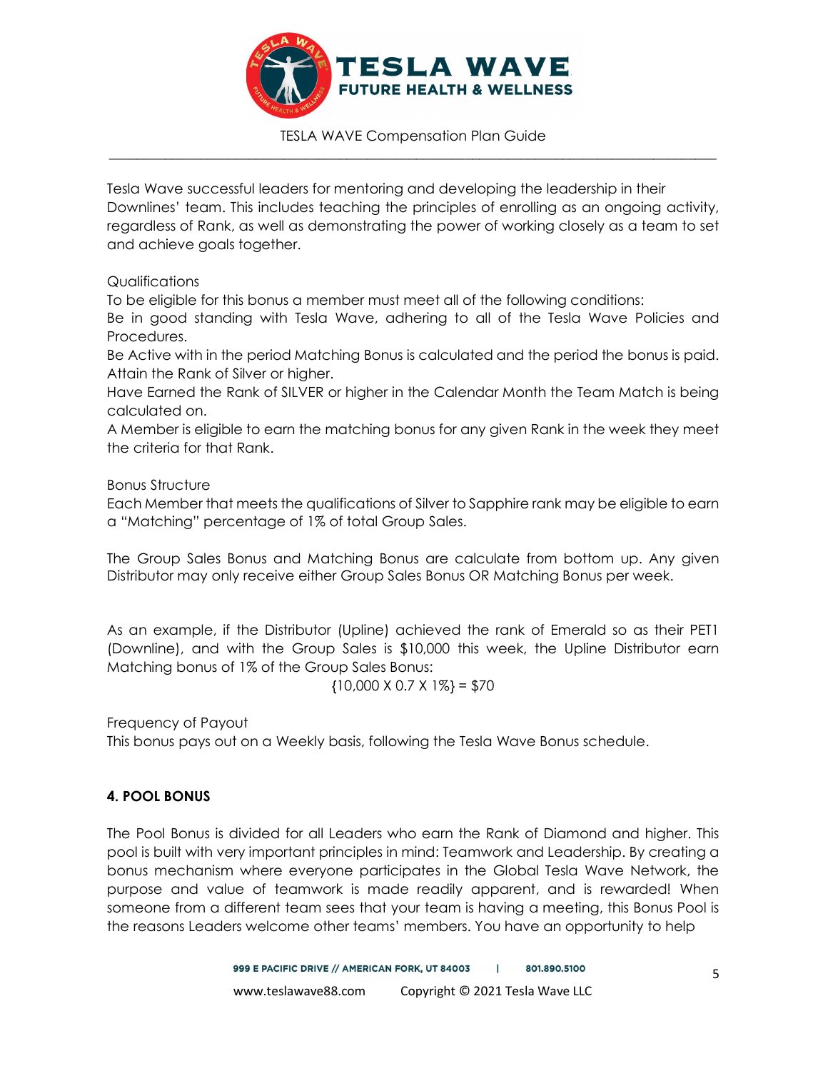Tesla Wave successful leaders for mentoring and developing the leadership in their Downlines' team. This includes teaching the principles of enrolling as an ongoing activity, regardless of Rank, as well as demonstrating the power of working closely as a team to set and achieve goals together.

Qualifications

To be eligible for this bonus a member must meet all of the following conditions:

Be in good standing with Tesla Wave, adhering to all of the Tesla Wave Policies and Procedures.

Be Active with in the period Matching Bonus is calculated and the period the bonus is paid.

Attain the Rank of Silver or higher.

Have Earned the Rank of SILVER or higher in the Calendar Month the Team Match is being calculated on.

A Member is eligible to earn the matching bonus for any given Rank in the week they meet the criteria for that Rank.

Bonus Structure

Each Member that meets the qualifications of Silver to Sapphire rank may be eligible to earn a "Matching" percentage of 1% of total Group Sales.

The Group Sales Bonus and Matching Bonus are calculate from bottom up. Any given Distributor may only receive either Group Sales Bonus OR Matching Bonus per week.

As an example, if the Distributor (Upline) achieved the rank of Emerald so as their PET1 (Downline), and with the Group Sales is $10,000 this week, the Upline Distributor earn Matching bonus of 1% of the Group Sales Bonus:

$$\{10{,}000 \text{ X } 0.7 \text{ X } 1\%\} = \$70$$

Frequency of Payout

This bonus pays out on a Weekly basis, following the Tesla Wave Bonus schedule.

### 4. POOL BONUS

The Pool Bonus is divided for all Leaders who earn the Rank of Diamond and higher. This pool is built with very important principles in mind: Teamwork and Leadership. By creating a bonus mechanism where everyone participates in the Global Tesla Wave Network, the purpose and value of teamwork is made readily apparent, and is rewarded! When someone from a different team sees that your team is having a meeting, this Bonus Pool is the reasons Leaders welcome other teams' members. You have an opportunity to help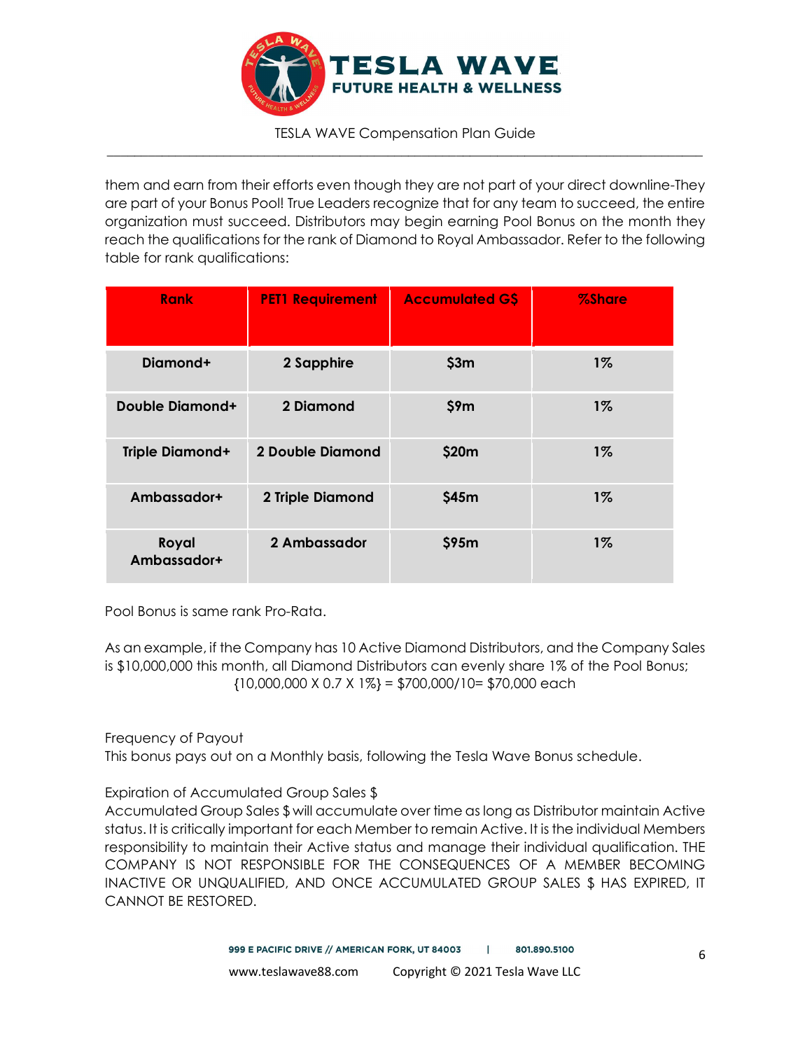them and earn from their efforts even though they are not part of your direct downline-They are part of your Bonus Pool! True Leaders recognize that for any team to succeed, the entire organization must succeed. Distributors may begin earning Pool Bonus on the month they reach the qualifications for the rank of Diamond to Royal Ambassador. Refer to the following table for rank qualifications:

| Rank | PET1 Requirement | Accumulated G$ | %Share |
|---|---|---|---|
| Diamond+ | 2 Sapphire | $3m | 1% |
| Double Diamond+ | 2 Diamond | $9m | 1% |
| Triple Diamond+ | 2 Double Diamond | $20m | 1% |
| Ambassador+ | 2 Triple Diamond | $45m | 1% |
| Royal Ambassador+ | 2 Ambassador | $95m | 1% |

Pool Bonus is same rank Pro-Rata.

As an example, if the Company has 10 Active Diamond Distributors, and the Company Sales is $10,000,000 this month, all Diamond Distributors can evenly share 1% of the Pool Bonus; {10,000,000 X 0.7 X 1%} = $700,000/10= $70,000 each

Frequency of Payout

This bonus pays out on a Monthly basis, following the Tesla Wave Bonus schedule.

Expiration of Accumulated Group Sales $

Accumulated Group Sales $ will accumulate over time as long as Distributor maintain Active status. It is critically important for each Member to remain Active. It is the individual Members responsibility to maintain their Active status and manage their individual qualification. THE COMPANY IS NOT RESPONSIBLE FOR THE CONSEQUENCES OF A MEMBER BECOMING INACTIVE OR UNQUALIFIED, AND ONCE ACCUMULATED GROUP SALES $ HAS EXPIRED, IT CANNOT BE RESTORED.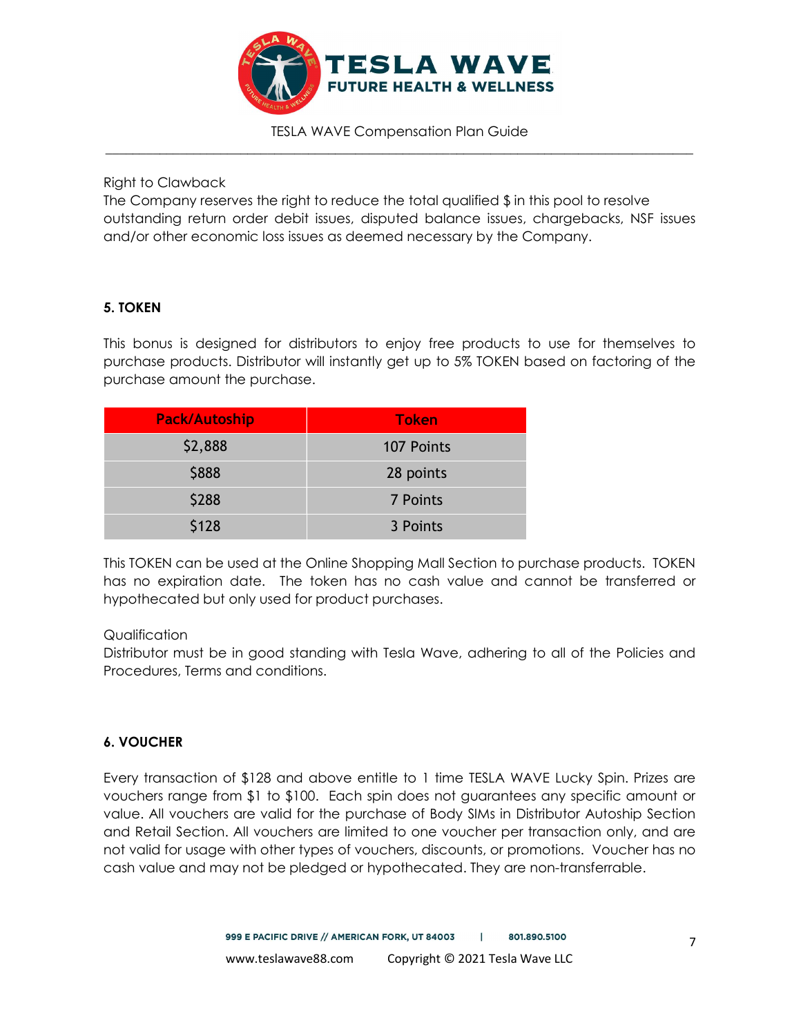Right to Clawback
The Company reserves the right to reduce the total qualified $ in this pool to resolve outstanding return order debit issues, disputed balance issues, chargebacks, NSF issues and/or other economic loss issues as deemed necessary by the Company.

**5. TOKEN**

This bonus is designed for distributors to enjoy free products to use for themselves to purchase products. Distributor will instantly get up to 5% TOKEN based on factoring of the purchase amount the purchase.

| Pack/Autoship | Token |
|---|---|
| $2,888 | 107 Points |
| $888 | 28 points |
| $288 | 7 Points |
| $128 | 3 Points |

This TOKEN can be used at the Online Shopping Mall Section to purchase products. TOKEN has no expiration date. The token has no cash value and cannot be transferred or hypothecated but only used for product purchases.

Qualification
Distributor must be in good standing with Tesla Wave, adhering to all of the Policies and Procedures, Terms and conditions.

**6. VOUCHER**

Every transaction of $128 and above entitle to 1 time TESLA WAVE Lucky Spin. Prizes are vouchers range from $1 to $100. Each spin does not guarantees any specific amount or value. All vouchers are valid for the purchase of Body SIMs in Distributor Autoship Section and Retail Section. All vouchers are limited to one voucher per transaction only, and are not valid for usage with other types of vouchers, discounts, or promotions. Voucher has no cash value and may not be pledged or hypothecated. They are non-transferrable.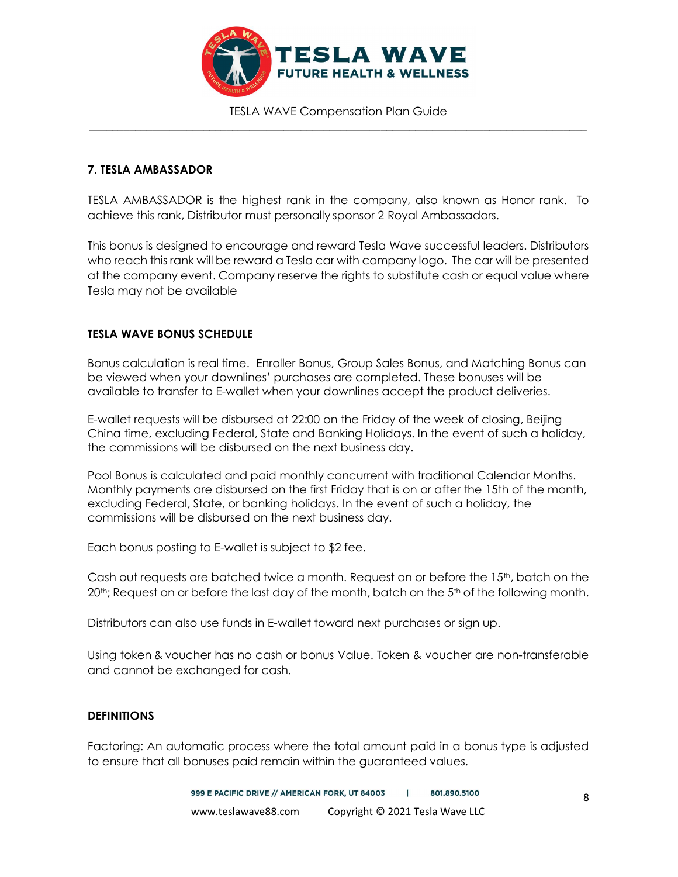## 7. TESLA AMBASSADOR

TESLA AMBASSADOR is the highest rank in the company, also known as Honor rank. To achieve this rank, Distributor must personally sponsor 2 Royal Ambassadors.

This bonus is designed to encourage and reward Tesla Wave successful leaders. Distributors who reach this rank will be reward a Tesla car with company logo. The car will be presented at the company event. Company reserve the rights to substitute cash or equal value where Tesla may not be available

## TESLA WAVE BONUS SCHEDULE

Bonus calculation is real time. Enroller Bonus, Group Sales Bonus, and Matching Bonus can be viewed when your downlines' purchases are completed. These bonuses will be available to transfer to E-wallet when your downlines accept the product deliveries.

E-wallet requests will be disbursed at 22:00 on the Friday of the week of closing, Beijing China time, excluding Federal, State and Banking Holidays. In the event of such a holiday, the commissions will be disbursed on the next business day.

Pool Bonus is calculated and paid monthly concurrent with traditional Calendar Months. Monthly payments are disbursed on the first Friday that is on or after the 15th of the month, excluding Federal, State, or banking holidays. In the event of such a holiday, the commissions will be disbursed on the next business day.

Each bonus posting to E-wallet is subject to $2 fee.

Cash out requests are batched twice a month. Request on or before the 15th, batch on the 20th; Request on or before the last day of the month, batch on the 5th of the following month.

Distributors can also use funds in E-wallet toward next purchases or sign up.

Using token & voucher has no cash or bonus Value. Token & voucher are non-transferable and cannot be exchanged for cash.

## DEFINITIONS

Factoring: An automatic process where the total amount paid in a bonus type is adjusted to ensure that all bonuses paid remain within the guaranteed values.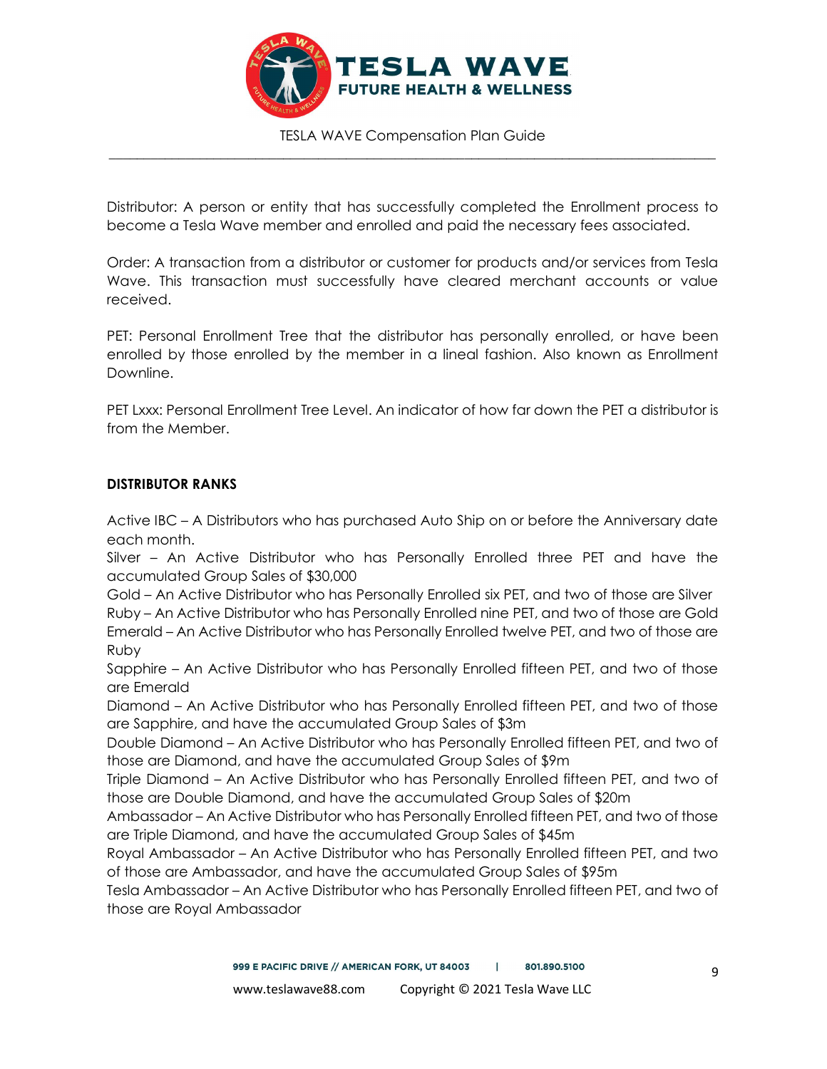Distributor: A person or entity that has successfully completed the Enrollment process to become a Tesla Wave member and enrolled and paid the necessary fees associated.

Order: A transaction from a distributor or customer for products and/or services from Tesla Wave. This transaction must successfully have cleared merchant accounts or value received.

PET: Personal Enrollment Tree that the distributor has personally enrolled, or have been enrolled by those enrolled by the member in a lineal fashion. Also known as Enrollment Downline.

PET Lxxx: Personal Enrollment Tree Level. An indicator of how far down the PET a distributor is from the Member.

**DISTRIBUTOR RANKS**

Active IBC – A Distributors who has purchased Auto Ship on or before the Anniversary date each month.
Silver – An Active Distributor who has Personally Enrolled three PET and have the accumulated Group Sales of $30,000
Gold – An Active Distributor who has Personally Enrolled six PET, and two of those are Silver
Ruby – An Active Distributor who has Personally Enrolled nine PET, and two of those are Gold
Emerald – An Active Distributor who has Personally Enrolled twelve PET, and two of those are Ruby
Sapphire – An Active Distributor who has Personally Enrolled fifteen PET, and two of those are Emerald
Diamond – An Active Distributor who has Personally Enrolled fifteen PET, and two of those are Sapphire, and have the accumulated Group Sales of $3m
Double Diamond – An Active Distributor who has Personally Enrolled fifteen PET, and two of those are Diamond, and have the accumulated Group Sales of $9m
Triple Diamond – An Active Distributor who has Personally Enrolled fifteen PET, and two of those are Double Diamond, and have the accumulated Group Sales of $20m
Ambassador – An Active Distributor who has Personally Enrolled fifteen PET, and two of those are Triple Diamond, and have the accumulated Group Sales of $45m
Royal Ambassador – An Active Distributor who has Personally Enrolled fifteen PET, and two of those are Ambassador, and have the accumulated Group Sales of $95m
Tesla Ambassador – An Active Distributor who has Personally Enrolled fifteen PET, and two of those are Royal Ambassador